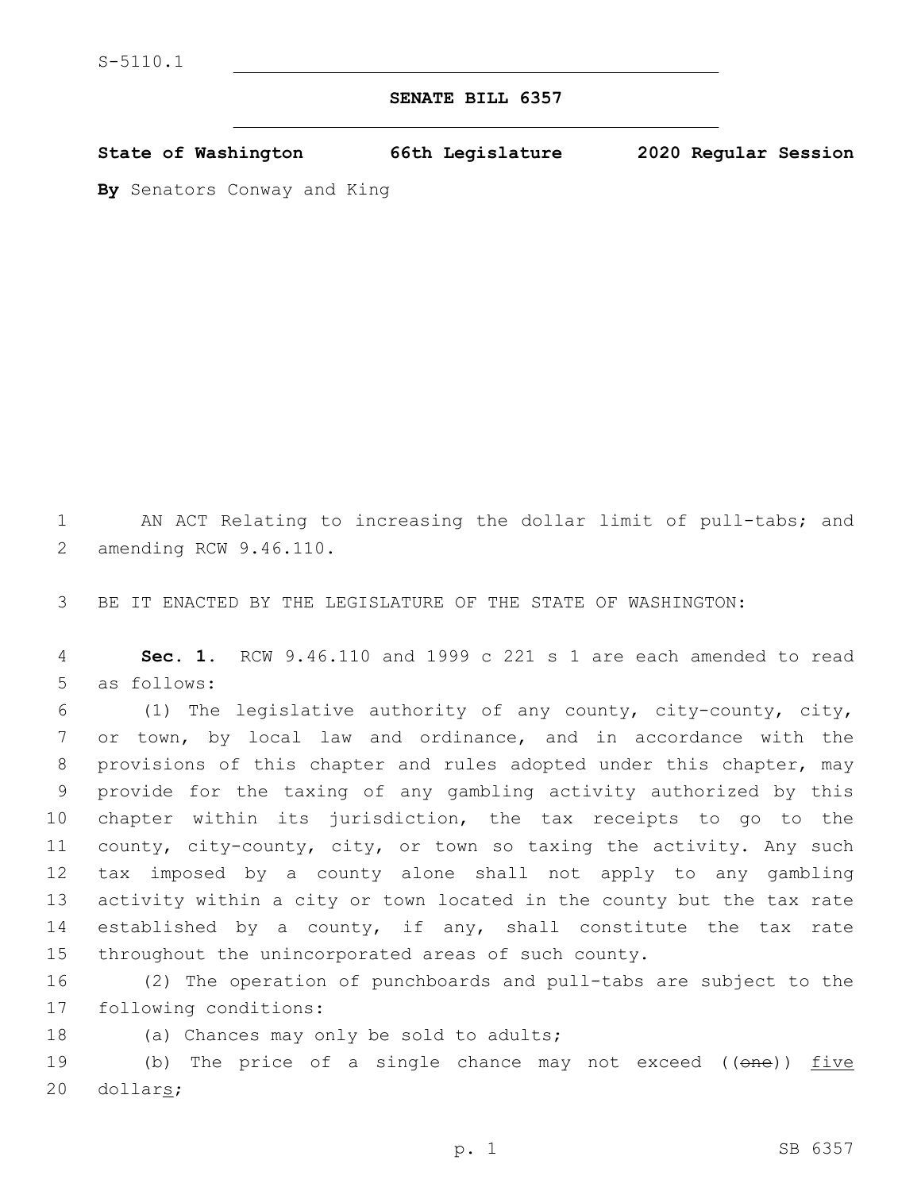S-5110.1

**SENATE BILL 6357**

**State of Washington 66th Legislature 2020 Regular Session**

**By** Senators Conway and King

AN ACT Relating to increasing the dollar limit of pull-tabs; and amending RCW 9.46.110.

BE IT ENACTED BY THE LEGISLATURE OF THE STATE OF WASHINGTON:

**Sec. 1.** RCW 9.46.110 and 1999 c 221 s 1 are each amended to read as follows:

(1) The legislative authority of any county, city-county, city, or town, by local law and ordinance, and in accordance with the provisions of this chapter and rules adopted under this chapter, may provide for the taxing of any gambling activity authorized by this chapter within its jurisdiction, the tax receipts to go to the county, city-county, city, or town so taxing the activity. Any such tax imposed by a county alone shall not apply to any gambling activity within a city or town located in the county but the tax rate established by a county, if any, shall constitute the tax rate throughout the unincorporated areas of such county.

(2) The operation of punchboards and pull-tabs are subject to the following conditions:

(a) Chances may only be sold to adults;

(b) The price of a single chance may not exceed ((~~one~~)) <u>five</u> dollar<u>s</u>;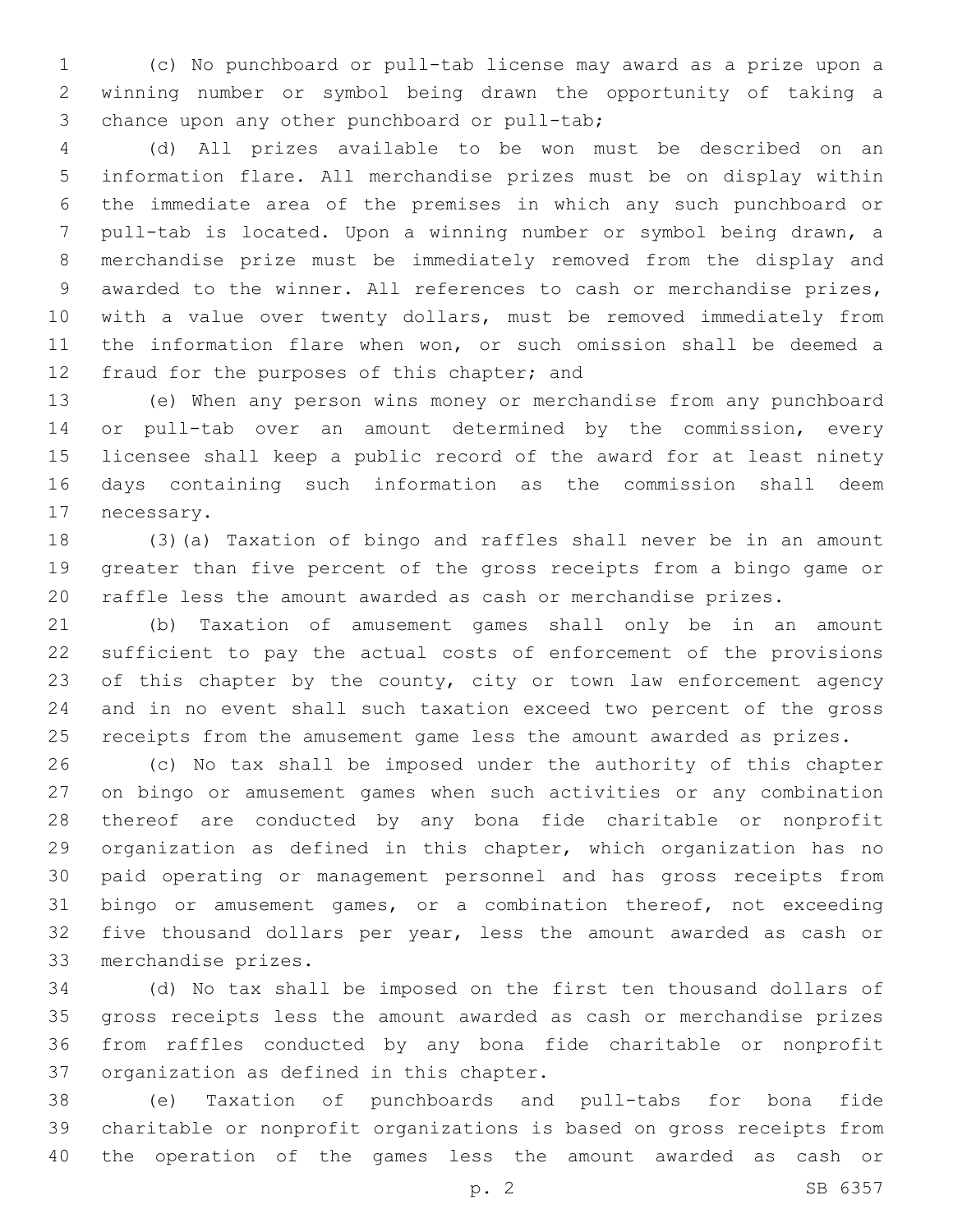(c) No punchboard or pull-tab license may award as a prize upon a winning number or symbol being drawn the opportunity of taking a chance upon any other punchboard or pull-tab;

(d) All prizes available to be won must be described on an information flare. All merchandise prizes must be on display within the immediate area of the premises in which any such punchboard or pull-tab is located. Upon a winning number or symbol being drawn, a merchandise prize must be immediately removed from the display and awarded to the winner. All references to cash or merchandise prizes, with a value over twenty dollars, must be removed immediately from the information flare when won, or such omission shall be deemed a fraud for the purposes of this chapter; and

(e) When any person wins money or merchandise from any punchboard or pull-tab over an amount determined by the commission, every licensee shall keep a public record of the award for at least ninety days containing such information as the commission shall deem necessary.

(3)(a) Taxation of bingo and raffles shall never be in an amount greater than five percent of the gross receipts from a bingo game or raffle less the amount awarded as cash or merchandise prizes.

(b) Taxation of amusement games shall only be in an amount sufficient to pay the actual costs of enforcement of the provisions of this chapter by the county, city or town law enforcement agency and in no event shall such taxation exceed two percent of the gross receipts from the amusement game less the amount awarded as prizes.

(c) No tax shall be imposed under the authority of this chapter on bingo or amusement games when such activities or any combination thereof are conducted by any bona fide charitable or nonprofit organization as defined in this chapter, which organization has no paid operating or management personnel and has gross receipts from bingo or amusement games, or a combination thereof, not exceeding five thousand dollars per year, less the amount awarded as cash or merchandise prizes.

(d) No tax shall be imposed on the first ten thousand dollars of gross receipts less the amount awarded as cash or merchandise prizes from raffles conducted by any bona fide charitable or nonprofit organization as defined in this chapter.

(e) Taxation of punchboards and pull-tabs for bona fide charitable or nonprofit organizations is based on gross receipts from the operation of the games less the amount awarded as cash or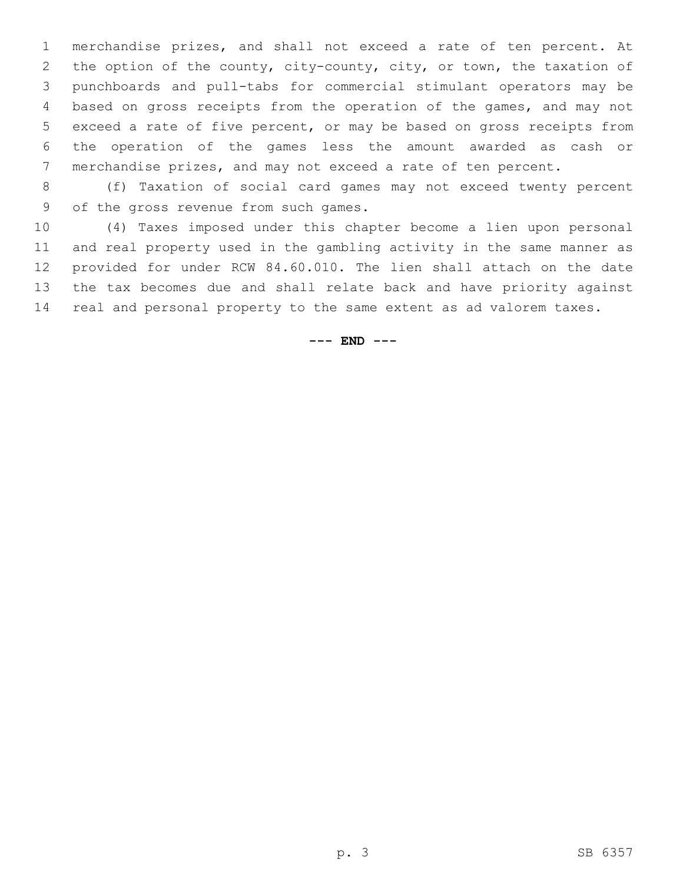merchandise prizes, and shall not exceed a rate of ten percent. At the option of the county, city-county, city, or town, the taxation of punchboards and pull-tabs for commercial stimulant operators may be based on gross receipts from the operation of the games, and may not exceed a rate of five percent, or may be based on gross receipts from the operation of the games less the amount awarded as cash or merchandise prizes, and may not exceed a rate of ten percent.

(f) Taxation of social card games may not exceed twenty percent of the gross revenue from such games.

(4) Taxes imposed under this chapter become a lien upon personal and real property used in the gambling activity in the same manner as provided for under RCW 84.60.010. The lien shall attach on the date the tax becomes due and shall relate back and have priority against real and personal property to the same extent as ad valorem taxes.

**--- END ---**